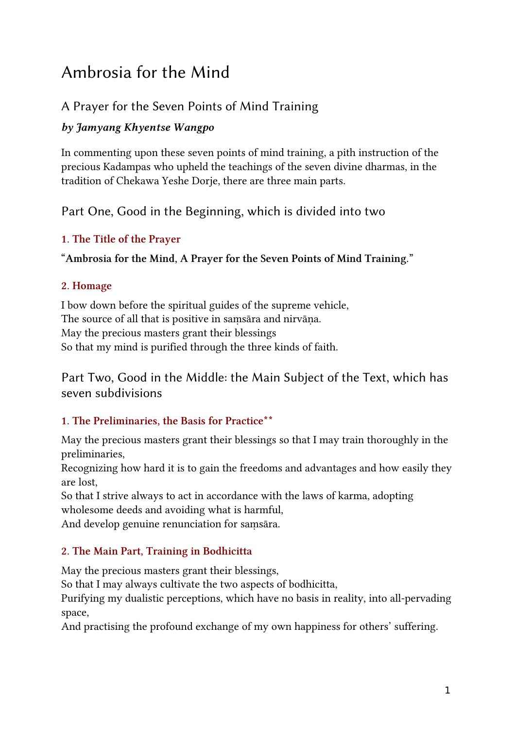# Ambrosia for the Mind

## A Prayer for the Seven Points of Mind Training

***by Jamyang Khyentse Wangpo***

In commenting upon these seven points of mind training, a pith instruction of the precious Kadampas who upheld the teachings of the seven divine dharmas, in the tradition of Chekawa Yeshe Dorje, there are three main parts.

## Part One, Good in the Beginning, which is divided into two

### 1. The Title of the Prayer

**"Ambrosia for the Mind, A Prayer for the Seven Points of Mind Training."**

### 2. Homage

I bow down before the spiritual guides of the supreme vehicle,  
The source of all that is positive in saṃsāra and nirvāṇa.  
May the precious masters grant their blessings  
So that my mind is purified through the three kinds of faith.

## Part Two, Good in the Middle: the Main Subject of the Text, which has seven subdivisions

### 1. The Preliminaries, the Basis for Practice**

May the precious masters grant their blessings so that I may train thoroughly in the preliminaries,  
Recognizing how hard it is to gain the freedoms and advantages and how easily they are lost,  
So that I strive always to act in accordance with the laws of karma, adopting wholesome deeds and avoiding what is harmful,  
And develop genuine renunciation for saṃsāra.

### 2. The Main Part, Training in Bodhicitta

May the precious masters grant their blessings,  
So that I may always cultivate the two aspects of bodhicitta,  
Purifying my dualistic perceptions, which have no basis in reality, into all-pervading space,  
And practising the profound exchange of my own happiness for others' suffering.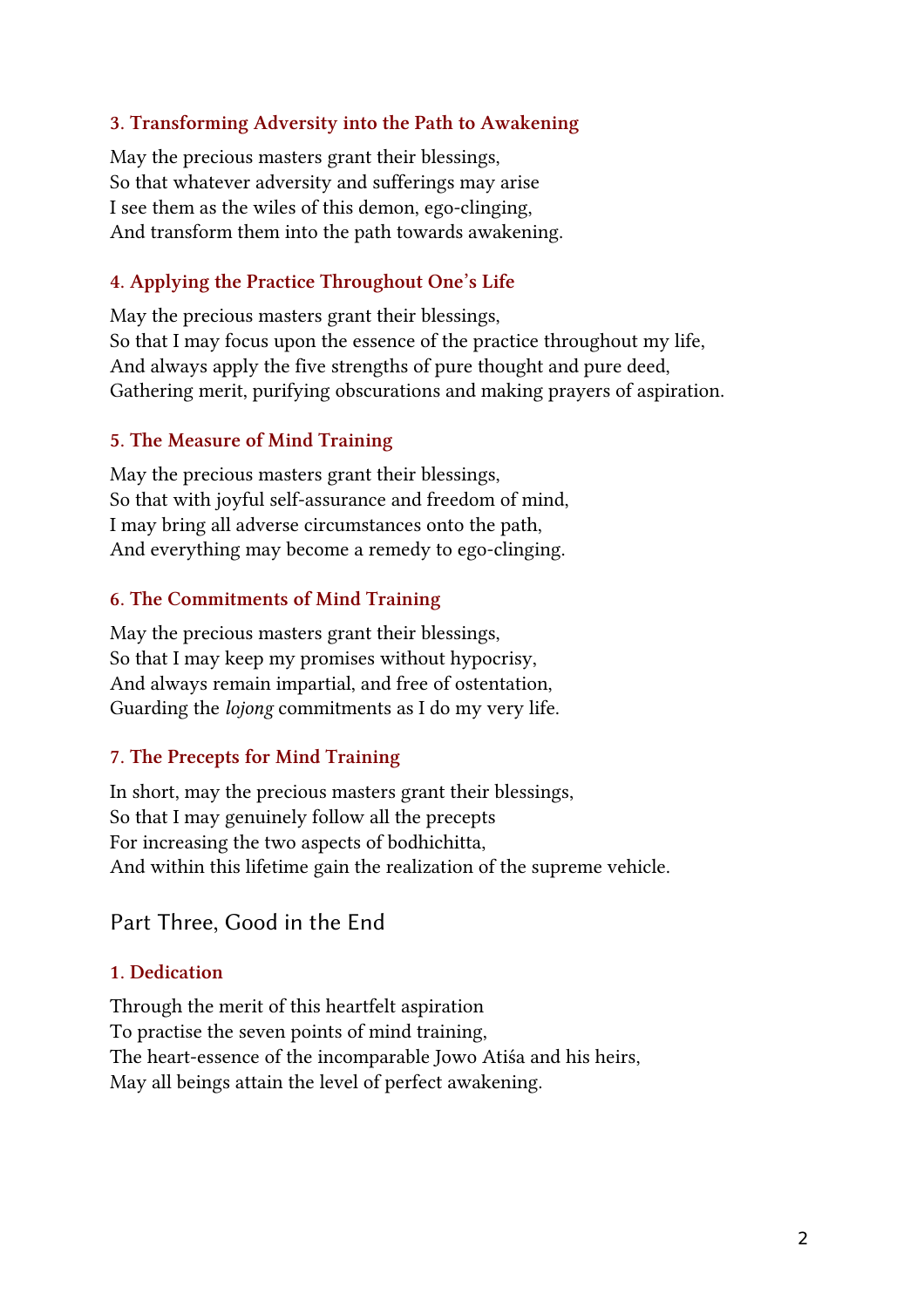### 3. Transforming Adversity into the Path to Awakening

May the precious masters grant their blessings,
So that whatever adversity and sufferings may arise
I see them as the wiles of this demon, ego-clinging,
And transform them into the path towards awakening.

### 4. Applying the Practice Throughout One's Life

May the precious masters grant their blessings,
So that I may focus upon the essence of the practice throughout my life,
And always apply the five strengths of pure thought and pure deed,
Gathering merit, purifying obscurations and making prayers of aspiration.

### 5. The Measure of Mind Training

May the precious masters grant their blessings,
So that with joyful self-assurance and freedom of mind,
I may bring all adverse circumstances onto the path,
And everything may become a remedy to ego-clinging.

### 6. The Commitments of Mind Training

May the precious masters grant their blessings,
So that I may keep my promises without hypocrisy,
And always remain impartial, and free of ostentation,
Guarding the *lojong* commitments as I do my very life.

### 7. The Precepts for Mind Training

In short, may the precious masters grant their blessings,
So that I may genuinely follow all the precepts
For increasing the two aspects of bodhichitta,
And within this lifetime gain the realization of the supreme vehicle.

## Part Three, Good in the End

### 1. Dedication

Through the merit of this heartfelt aspiration
To practise the seven points of mind training,
The heart-essence of the incomparable Jowo Atiśa and his heirs,
May all beings attain the level of perfect awakening.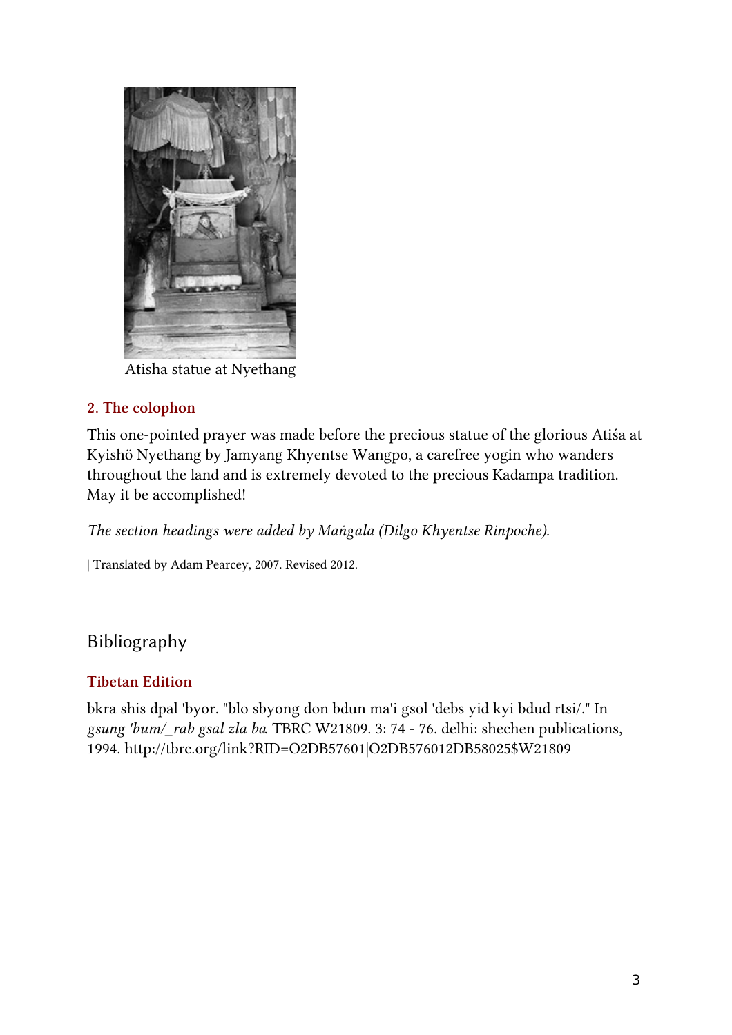Atisha statue at Nyethang

### 2. The colophon

This one-pointed prayer was made before the precious statue of the glorious Atiśa at Kyishö Nyethang by Jamyang Khyentse Wangpo, a carefree yogin who wanders throughout the land and is extremely devoted to the precious Kadampa tradition. May it be accomplished!

*The section headings were added by Maṅgala (Dilgo Khyentse Rinpoche).*

| Translated by Adam Pearcey, 2007. Revised 2012.

## Bibliography

### Tibetan Edition

bkra shis dpal 'byor. "blo sbyong don bdun ma'i gsol 'debs yid kyi bdud rtsi/." In *gsung 'bum/_rab gsal zla ba*. TBRC W21809. 3: 74 - 76. delhi: shechen publications, 1994. http://tbrc.org/link?RID=O2DB57601|O2DB576012DB58025$W21809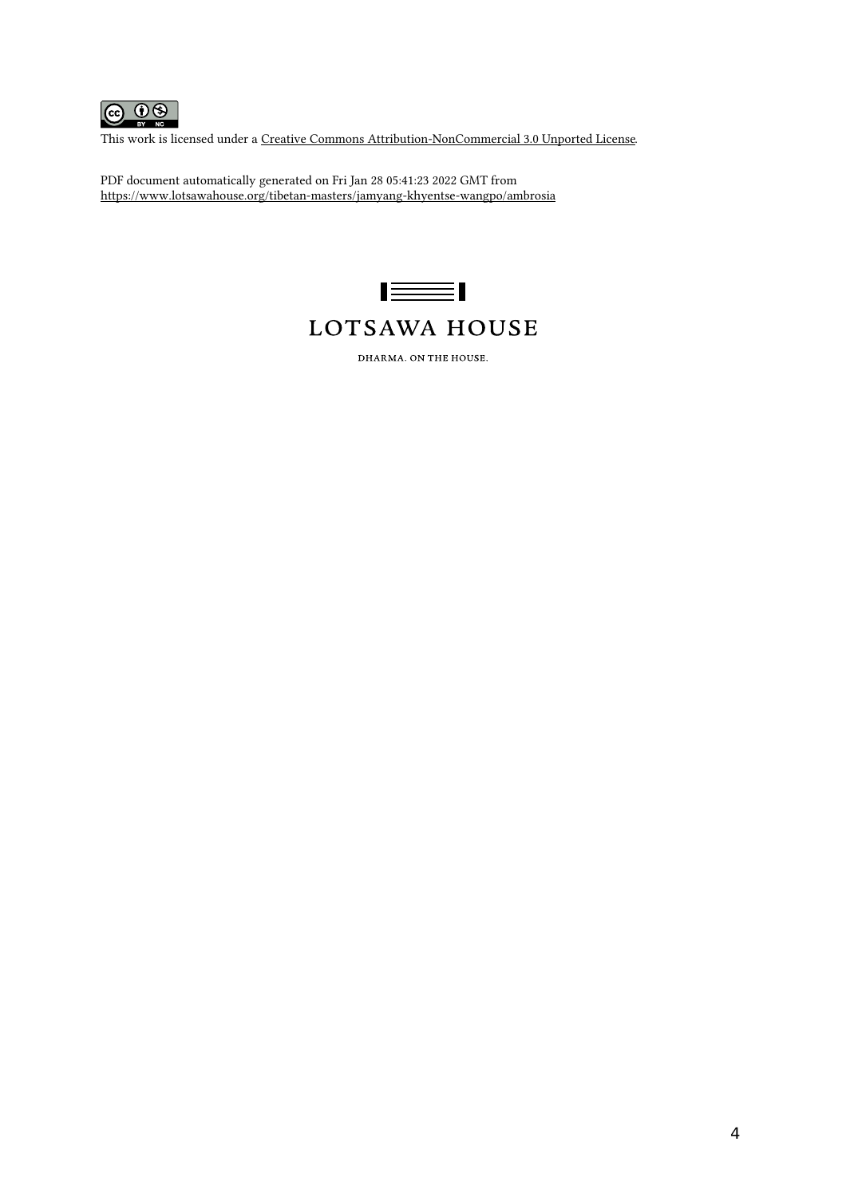This work is licensed under a [Creative Commons Attribution-NonCommercial 3.0 Unported License](https://creativecommons.org/licenses/by-nc/3.0/).

PDF document automatically generated on Fri Jan 28 05:41:23 2022 GMT from
https://www.lotsawahouse.org/tibetan-masters/jamyang-khyentse-wangpo/ambrosia

LOTSAWA HOUSE

DHARMA. ON THE HOUSE.